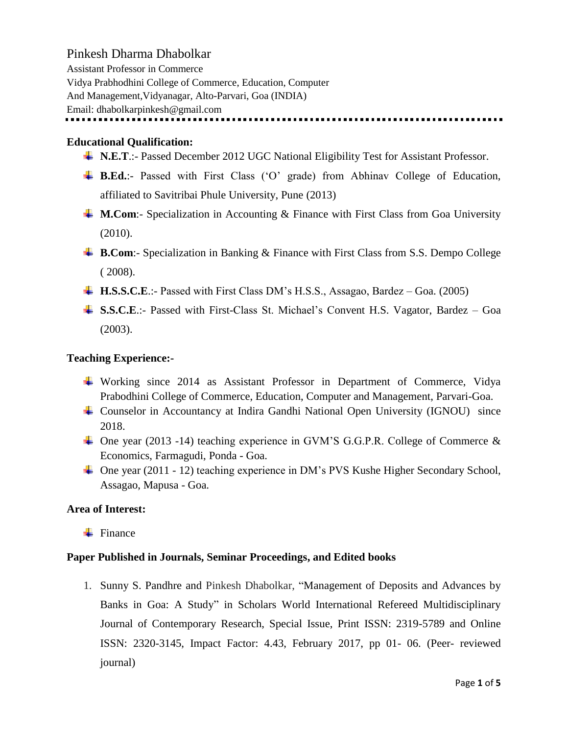# Pinkesh Dharma Dhabolkar

Assistant Professor in Commerce
Vidya Prabhodhini College of Commerce, Education, Computer
And Management,Vidyanagar, Alto-Parvari, Goa (INDIA)
Email: dhabolkarpinkesh@gmail.com

---

## Educational Qualification:

- **N.E.T**.:- Passed December 2012 UGC National Eligibility Test for Assistant Professor.
- **B.Ed.**:- Passed with First Class ('O' grade) from Abhinav College of Education, affiliated to Savitribai Phule University, Pune (2013)
- **M.Com**:- Specialization in Accounting & Finance with First Class from Goa University (2010).
- **B.Com**:- Specialization in Banking & Finance with First Class from S.S. Dempo College ( 2008).
- **H.S.S.C.E**.:- Passed with First Class DM's H.S.S., Assagao, Bardez – Goa. (2005)
- **S.S.C.E**.:- Passed with First-Class St. Michael's Convent H.S. Vagator, Bardez – Goa (2003).

## Teaching Experience:-

- Working since 2014 as Assistant Professor in Department of Commerce, Vidya Prabodhini College of Commerce, Education, Computer and Management, Parvari-Goa.
- Counselor in Accountancy at Indira Gandhi National Open University (IGNOU) since 2018.
- One year (2013 -14) teaching experience in GVM'S G.G.P.R. College of Commerce & Economics, Farmagudi, Ponda - Goa.
- One year (2011 - 12) teaching experience in DM's PVS Kushe Higher Secondary School, Assagao, Mapusa - Goa.

## Area of Interest:

- Finance

## Paper Published in Journals, Seminar Proceedings, and Edited books

1. Sunny S. Pandhre and Pinkesh Dhabolkar, "Management of Deposits and Advances by Banks in Goa: A Study" in Scholars World International Refereed Multidisciplinary Journal of Contemporary Research, Special Issue, Print ISSN: 2319-5789 and Online ISSN: 2320-3145, Impact Factor: 4.43, February 2017, pp 01- 06. (Peer- reviewed journal)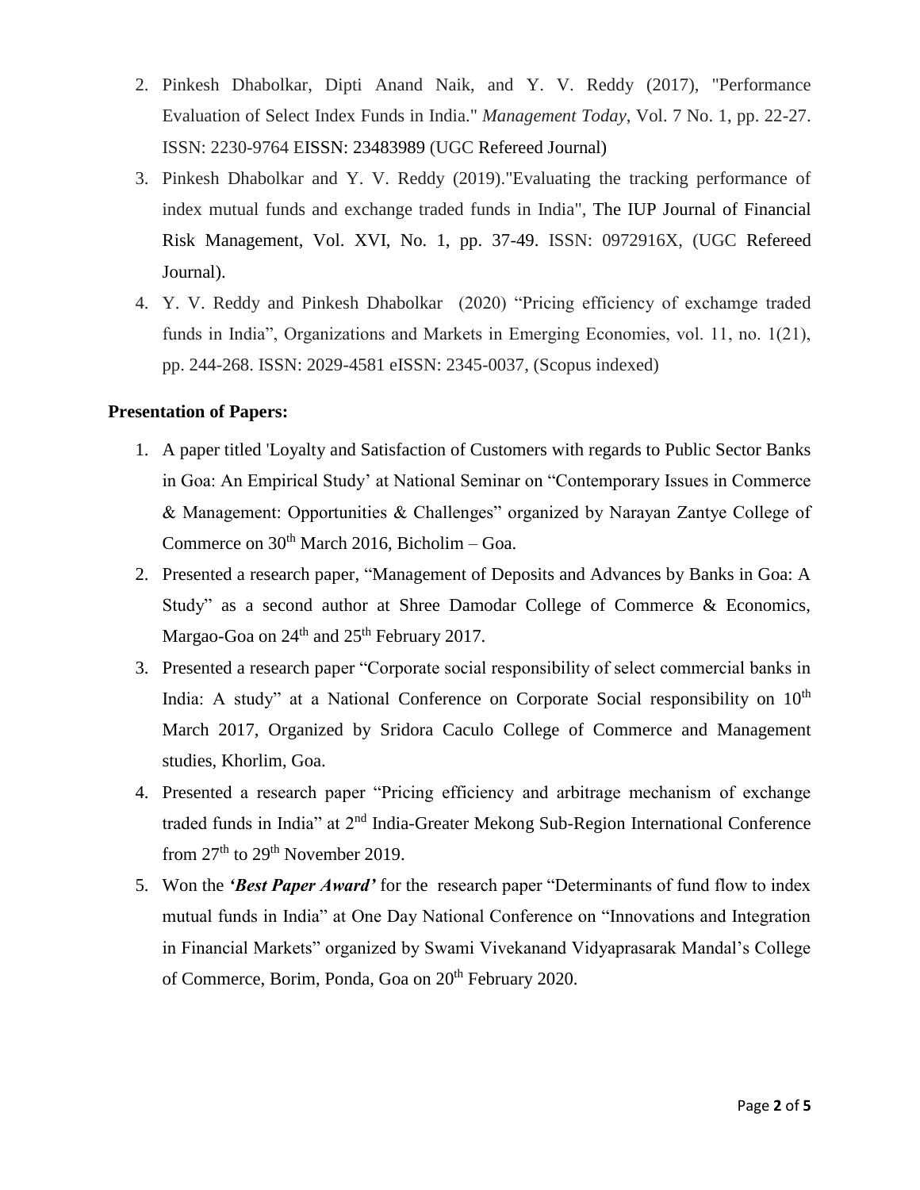2. Pinkesh Dhabolkar, Dipti Anand Naik, and Y. V. Reddy (2017), "Performance Evaluation of Select Index Funds in India." *Management Today*, Vol. 7 No. 1, pp. 22-27. ISSN: 2230-9764 EISSN: 23483989 (UGC Refereed Journal)
3. Pinkesh Dhabolkar and Y. V. Reddy (2019)."Evaluating the tracking performance of index mutual funds and exchange traded funds in India", The IUP Journal of Financial Risk Management, Vol. XVI, No. 1, pp. 37-49. ISSN: 0972916X, (UGC Refereed Journal).
4. Y. V. Reddy and Pinkesh Dhabolkar (2020) "Pricing efficiency of exchamge traded funds in India", Organizations and Markets in Emerging Economies, vol. 11, no. 1(21), pp. 244-268. ISSN: 2029-4581 eISSN: 2345-0037, (Scopus indexed)

**Presentation of Papers:**

1. A paper titled 'Loyalty and Satisfaction of Customers with regards to Public Sector Banks in Goa: An Empirical Study' at National Seminar on "Contemporary Issues in Commerce & Management: Opportunities & Challenges" organized by Narayan Zantye College of Commerce on 30th March 2016, Bicholim – Goa.
2. Presented a research paper, "Management of Deposits and Advances by Banks in Goa: A Study" as a second author at Shree Damodar College of Commerce & Economics, Margao-Goa on 24th and 25th February 2017.
3. Presented a research paper "Corporate social responsibility of select commercial banks in India: A study" at a National Conference on Corporate Social responsibility on 10th March 2017, Organized by Sridora Caculo College of Commerce and Management studies, Khorlim, Goa.
4. Presented a research paper "Pricing efficiency and arbitrage mechanism of exchange traded funds in India" at 2nd India-Greater Mekong Sub-Region International Conference from 27th to 29th November 2019.
5. Won the ***'Best Paper Award'*** for the research paper "Determinants of fund flow to index mutual funds in India" at One Day National Conference on "Innovations and Integration in Financial Markets" organized by Swami Vivekanand Vidyaprasarak Mandal's College of Commerce, Borim, Ponda, Goa on 20th February 2020.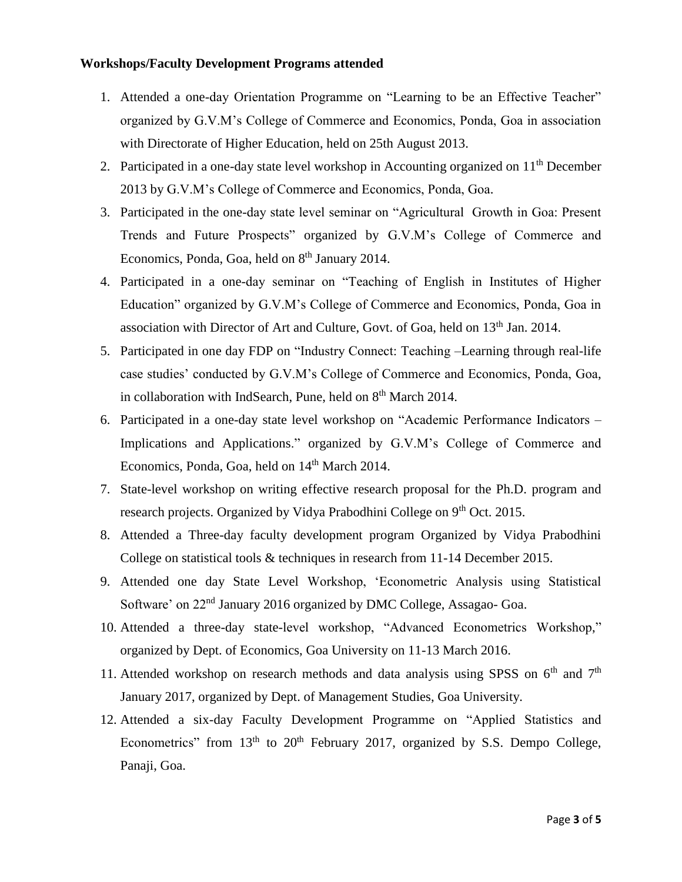**Workshops/Faculty Development Programs attended**

1. Attended a one-day Orientation Programme on "Learning to be an Effective Teacher" organized by G.V.M's College of Commerce and Economics, Ponda, Goa in association with Directorate of Higher Education, held on 25th August 2013.
2. Participated in a one-day state level workshop in Accounting organized on 11th December 2013 by G.V.M's College of Commerce and Economics, Ponda, Goa.
3. Participated in the one-day state level seminar on "Agricultural Growth in Goa: Present Trends and Future Prospects" organized by G.V.M's College of Commerce and Economics, Ponda, Goa, held on 8th January 2014.
4. Participated in a one-day seminar on "Teaching of English in Institutes of Higher Education" organized by G.V.M's College of Commerce and Economics, Ponda, Goa in association with Director of Art and Culture, Govt. of Goa, held on 13th Jan. 2014.
5. Participated in one day FDP on "Industry Connect: Teaching –Learning through real-life case studies' conducted by G.V.M's College of Commerce and Economics, Ponda, Goa, in collaboration with IndSearch, Pune, held on 8th March 2014.
6. Participated in a one-day state level workshop on "Academic Performance Indicators – Implications and Applications." organized by G.V.M's College of Commerce and Economics, Ponda, Goa, held on 14th March 2014.
7. State-level workshop on writing effective research proposal for the Ph.D. program and research projects. Organized by Vidya Prabodhini College on 9th Oct. 2015.
8. Attended a Three-day faculty development program Organized by Vidya Prabodhini College on statistical tools & techniques in research from 11-14 December 2015.
9. Attended one day State Level Workshop, 'Econometric Analysis using Statistical Software' on 22nd January 2016 organized by DMC College, Assagao- Goa.
10. Attended a three-day state-level workshop, "Advanced Econometrics Workshop," organized by Dept. of Economics, Goa University on 11-13 March 2016.
11. Attended workshop on research methods and data analysis using SPSS on 6th and 7th January 2017, organized by Dept. of Management Studies, Goa University.
12. Attended a six-day Faculty Development Programme on "Applied Statistics and Econometrics" from 13th to 20th February 2017, organized by S.S. Dempo College, Panaji, Goa.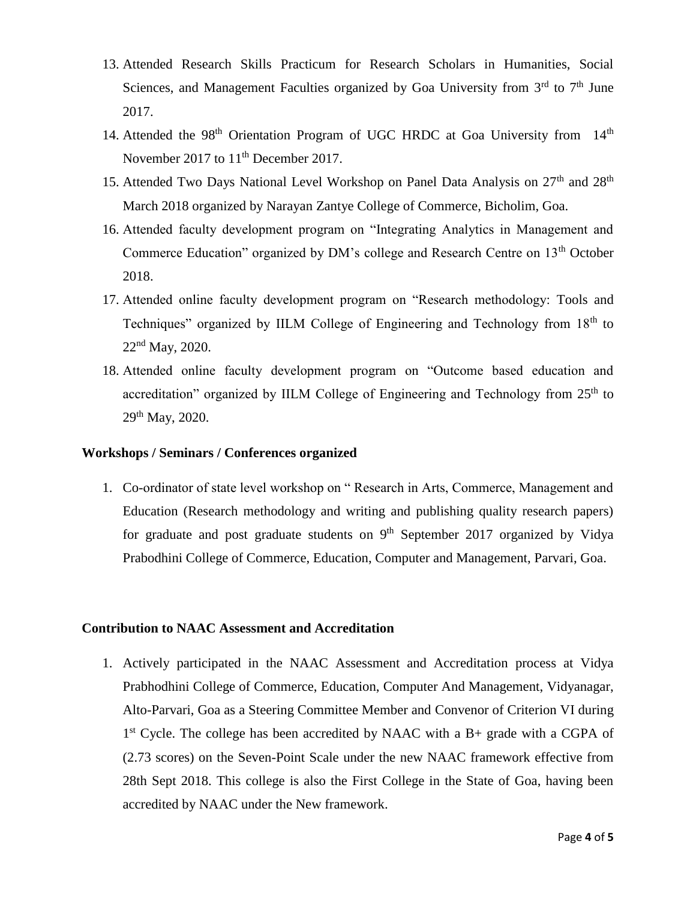13. Attended Research Skills Practicum for Research Scholars in Humanities, Social Sciences, and Management Faculties organized by Goa University from 3rd to 7th June 2017.
14. Attended the 98th Orientation Program of UGC HRDC at Goa University from 14th November 2017 to 11th December 2017.
15. Attended Two Days National Level Workshop on Panel Data Analysis on 27th and 28th March 2018 organized by Narayan Zantye College of Commerce, Bicholim, Goa.
16. Attended faculty development program on "Integrating Analytics in Management and Commerce Education" organized by DM's college and Research Centre on 13th October 2018.
17. Attended online faculty development program on "Research methodology: Tools and Techniques" organized by IILM College of Engineering and Technology from 18th to 22nd May, 2020.
18. Attended online faculty development program on "Outcome based education and accreditation" organized by IILM College of Engineering and Technology from 25th to 29th May, 2020.

**Workshops / Seminars / Conferences organized**

1. Co-ordinator of state level workshop on " Research in Arts, Commerce, Management and Education (Research methodology and writing and publishing quality research papers) for graduate and post graduate students on 9th September 2017 organized by Vidya Prabodhini College of Commerce, Education, Computer and Management, Parvari, Goa.

**Contribution to NAAC Assessment and Accreditation**

1. Actively participated in the NAAC Assessment and Accreditation process at Vidya Prabhodhini College of Commerce, Education, Computer And Management, Vidyanagar, Alto-Parvari, Goa as a Steering Committee Member and Convenor of Criterion VI during 1st Cycle. The college has been accredited by NAAC with a B+ grade with a CGPA of (2.73 scores) on the Seven-Point Scale under the new NAAC framework effective from 28th Sept 2018. This college is also the First College in the State of Goa, having been accredited by NAAC under the New framework.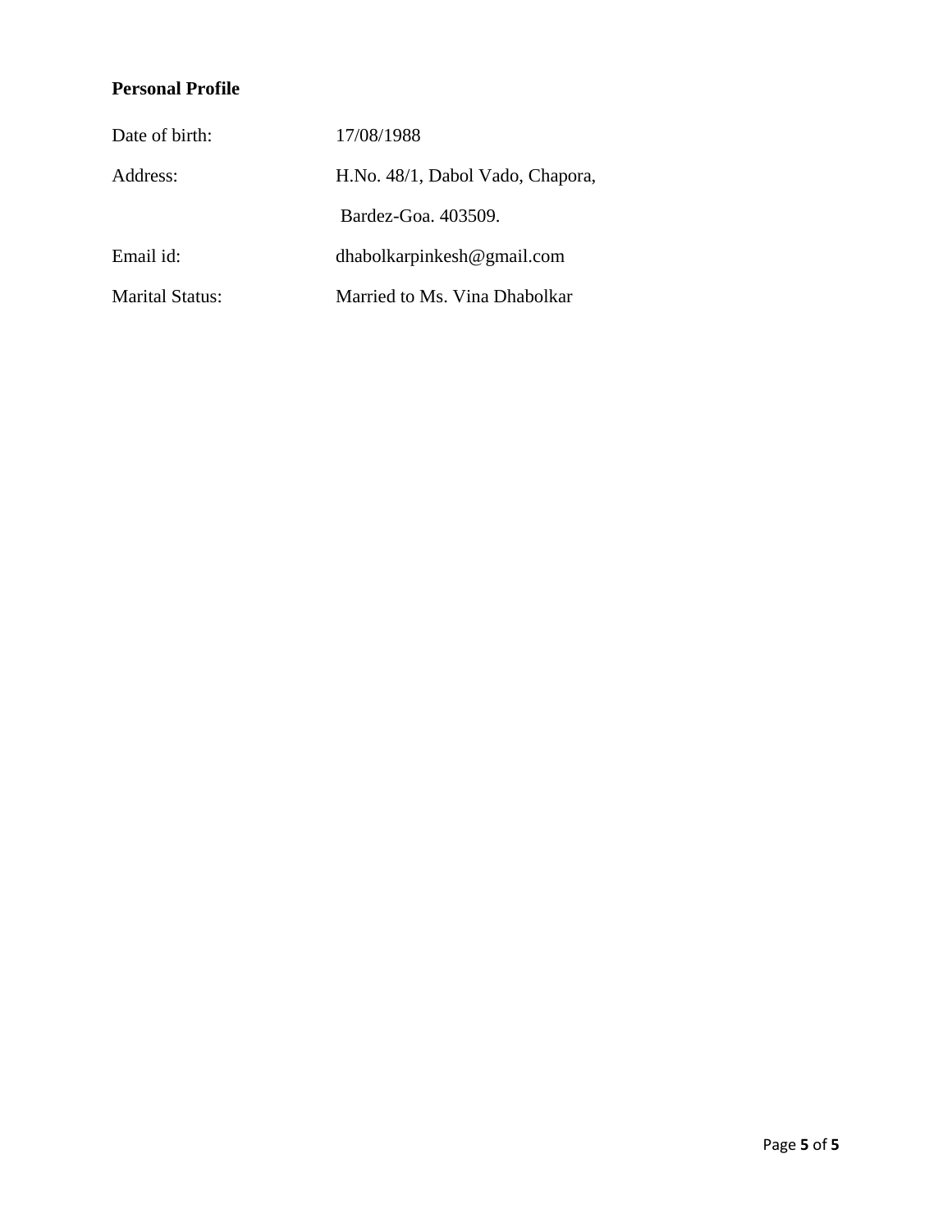**Personal Profile**

| | |
|---|---|
| Date of birth: | 17/08/1988 |
| Address: | H.No. 48/1, Dabol Vado, Chapora, Bardez-Goa. 403509. |
| Email id: | dhabolkarpinkesh@gmail.com |
| Marital Status: | Married to Ms. Vina Dhabolkar |